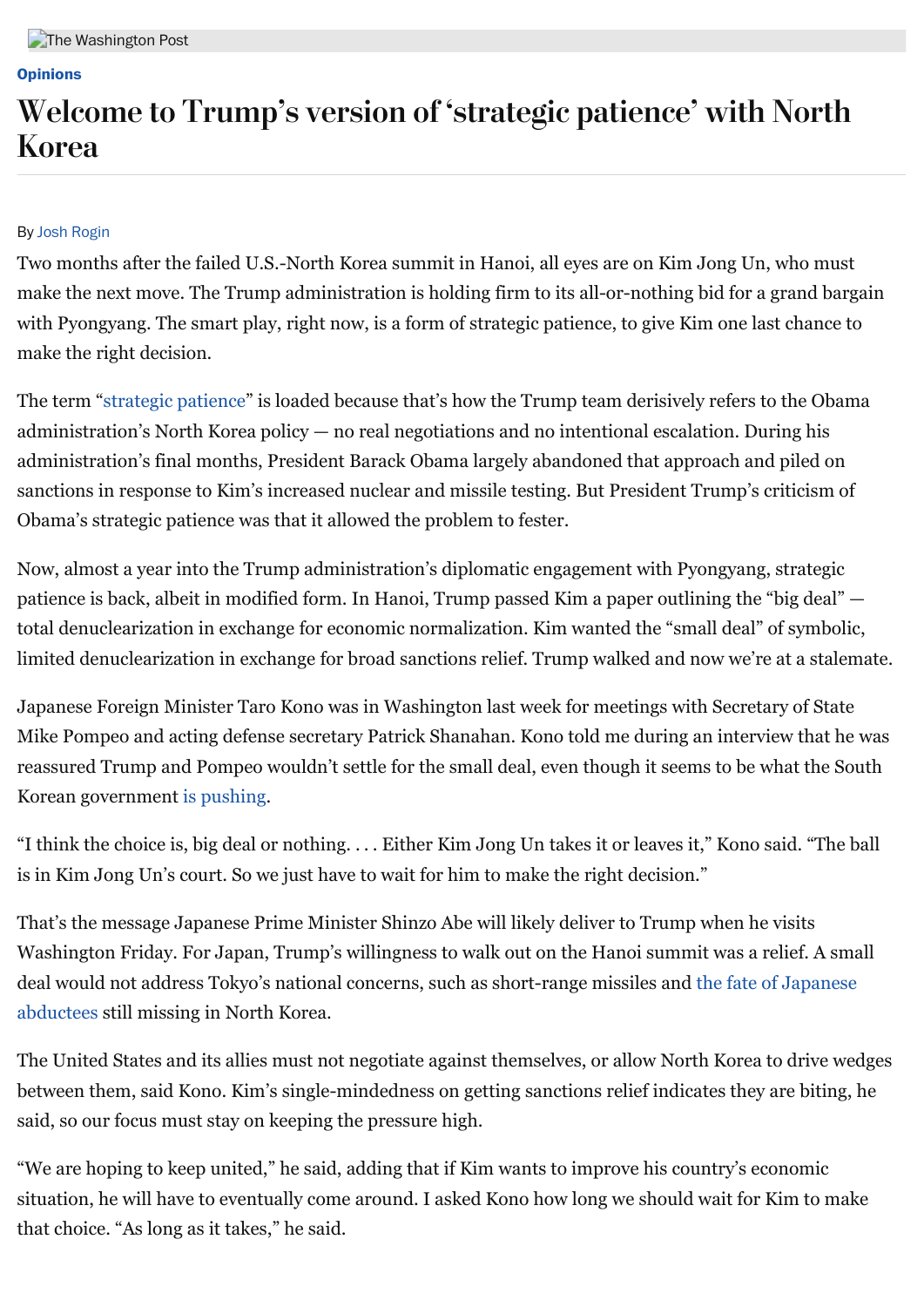Opinions

# Welcome to Trump's version of 'strategic patience' with North Korea

By Josh Rogin

Two months after the failed U.S.-North Korea summit in Hanoi, all eyes are on Kim Jong Un, who must make the next move. The Trump administration is holding firm to its all-or-nothing bid for a grand bargain with Pyongyang. The smart play, right now, is a form of strategic patience, to give Kim one last chance to make the right decision.

The term "strategic patience" is loaded because that's how the Trump team derisively refers to the Obama administration's North Korea policy — no real negotiations and no intentional escalation. During his administration's final months, President Barack Obama largely abandoned that approach and piled on sanctions in response to Kim's increased nuclear and missile testing. But President Trump's criticism of Obama's strategic patience was that it allowed the problem to fester.

Now, almost a year into the Trump administration's diplomatic engagement with Pyongyang, strategic patience is back, albeit in modified form. In Hanoi, Trump passed Kim a paper outlining the "big deal" — total denuclearization in exchange for economic normalization. Kim wanted the "small deal" of symbolic, limited denuclearization in exchange for broad sanctions relief. Trump walked and now we're at a stalemate.

Japanese Foreign Minister Taro Kono was in Washington last week for meetings with Secretary of State Mike Pompeo and acting defense secretary Patrick Shanahan. Kono told me during an interview that he was reassured Trump and Pompeo wouldn't settle for the small deal, even though it seems to be what the South Korean government is pushing.

"I think the choice is, big deal or nothing. . . . Either Kim Jong Un takes it or leaves it," Kono said. "The ball is in Kim Jong Un's court. So we just have to wait for him to make the right decision."

That's the message Japanese Prime Minister Shinzo Abe will likely deliver to Trump when he visits Washington Friday. For Japan, Trump's willingness to walk out on the Hanoi summit was a relief. A small deal would not address Tokyo's national concerns, such as short-range missiles and the fate of Japanese abductees still missing in North Korea.

The United States and its allies must not negotiate against themselves, or allow North Korea to drive wedges between them, said Kono. Kim's single-mindedness on getting sanctions relief indicates they are biting, he said, so our focus must stay on keeping the pressure high.

"We are hoping to keep united," he said, adding that if Kim wants to improve his country's economic situation, he will have to eventually come around. I asked Kono how long we should wait for Kim to make that choice. "As long as it takes," he said.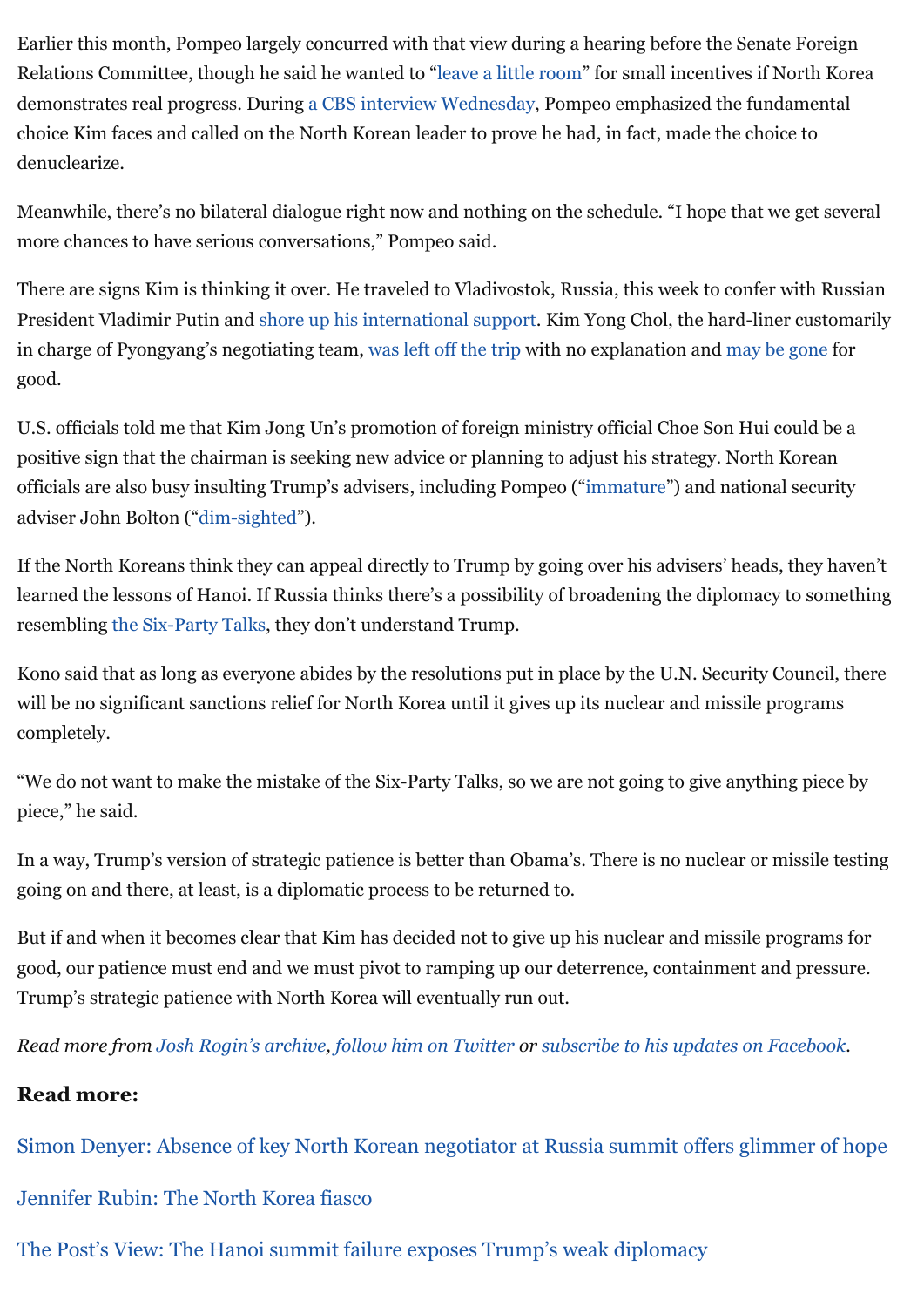Earlier this month, Pompeo largely concurred with that view during a hearing before the Senate Foreign Relations Committee, though he said he wanted to "leave a little room" for small incentives if North Korea demonstrates real progress. During a CBS interview Wednesday, Pompeo emphasized the fundamental choice Kim faces and called on the North Korean leader to prove he had, in fact, made the choice to denuclearize.

Meanwhile, there's no bilateral dialogue right now and nothing on the schedule. "I hope that we get several more chances to have serious conversations," Pompeo said.

There are signs Kim is thinking it over. He traveled to Vladivostok, Russia, this week to confer with Russian President Vladimir Putin and shore up his international support. Kim Yong Chol, the hard-liner customarily in charge of Pyongyang's negotiating team, was left off the trip with no explanation and may be gone for good.

U.S. officials told me that Kim Jong Un's promotion of foreign ministry official Choe Son Hui could be a positive sign that the chairman is seeking new advice or planning to adjust his strategy. North Korean officials are also busy insulting Trump's advisers, including Pompeo ("immature") and national security adviser John Bolton ("dim-sighted").

If the North Koreans think they can appeal directly to Trump by going over his advisers' heads, they haven't learned the lessons of Hanoi. If Russia thinks there's a possibility of broadening the diplomacy to something resembling the Six-Party Talks, they don't understand Trump.

Kono said that as long as everyone abides by the resolutions put in place by the U.N. Security Council, there will be no significant sanctions relief for North Korea until it gives up its nuclear and missile programs completely.

"We do not want to make the mistake of the Six-Party Talks, so we are not going to give anything piece by piece," he said.

In a way, Trump's version of strategic patience is better than Obama's. There is no nuclear or missile testing going on and there, at least, is a diplomatic process to be returned to.

But if and when it becomes clear that Kim has decided not to give up his nuclear and missile programs for good, our patience must end and we must pivot to ramping up our deterrence, containment and pressure. Trump's strategic patience with North Korea will eventually run out.

*Read more from Josh Rogin's archive, follow him on Twitter or subscribe to his updates on Facebook.*

**Read more:**

Simon Denyer: Absence of key North Korean negotiator at Russia summit offers glimmer of hope

Jennifer Rubin: The North Korea fiasco

The Post's View: The Hanoi summit failure exposes Trump's weak diplomacy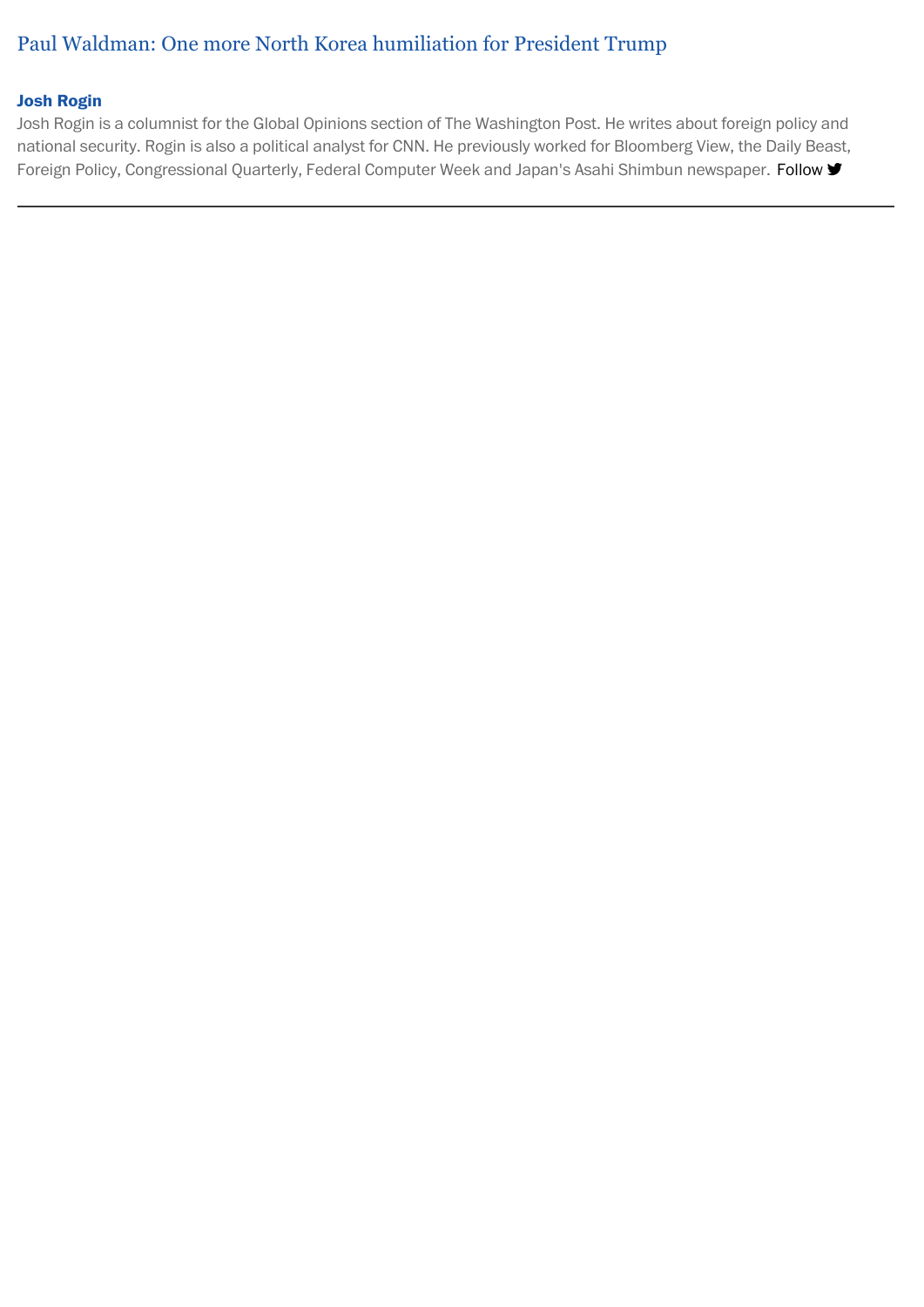Paul Waldman: One more North Korea humiliation for President Trump

**Josh Rogin**

Josh Rogin is a columnist for the Global Opinions section of The Washington Post. He writes about foreign policy and national security. Rogin is also a political analyst for CNN. He previously worked for Bloomberg View, the Daily Beast, Foreign Policy, Congressional Quarterly, Federal Computer Week and Japan's Asahi Shimbun newspaper. Follow

---